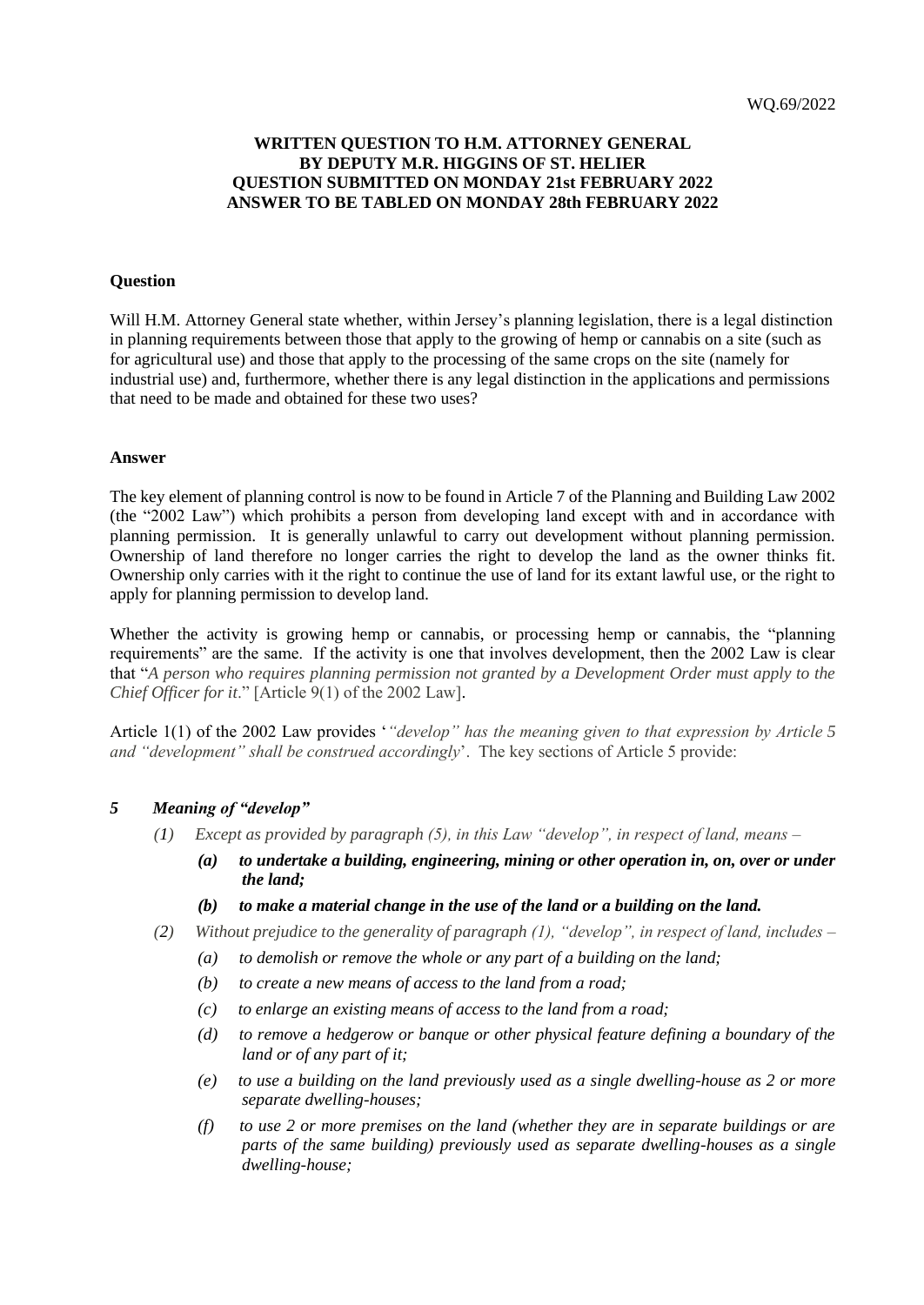WQ.69/2022

**WRITTEN QUESTION TO H.M. ATTORNEY GENERAL**
**BY DEPUTY M.R. HIGGINS OF ST. HELIER**
**QUESTION SUBMITTED ON MONDAY 21st FEBRUARY 2022**
**ANSWER TO BE TABLED ON MONDAY 28th FEBRUARY 2022**

## Question

Will H.M. Attorney General state whether, within Jersey's planning legislation, there is a legal distinction in planning requirements between those that apply to the growing of hemp or cannabis on a site (such as for agricultural use) and those that apply to the processing of the same crops on the site (namely for industrial use) and, furthermore, whether there is any legal distinction in the applications and permissions that need to be made and obtained for these two uses?

## Answer

The key element of planning control is now to be found in Article 7 of the Planning and Building Law 2002 (the "2002 Law") which prohibits a person from developing land except with and in accordance with planning permission. It is generally unlawful to carry out development without planning permission. Ownership of land therefore no longer carries the right to develop the land as the owner thinks fit. Ownership only carries with it the right to continue the use of land for its extant lawful use, or the right to apply for planning permission to develop land.

Whether the activity is growing hemp or cannabis, or processing hemp or cannabis, the "planning requirements" are the same. If the activity is one that involves development, then the 2002 Law is clear that "*A person who requires planning permission not granted by a Development Order must apply to the Chief Officer for it*." [Article 9(1) of the 2002 Law].

Article 1(1) of the 2002 Law provides '*"develop" has the meaning given to that expression by Article 5 and "development" shall be construed accordingly*'. The key sections of Article 5 provide:

### *5 Meaning of "develop"*

*(1) Except as provided by paragraph (5), in this Law "develop", in respect of land, means –*

*(a)* ***to undertake a building, engineering, mining or other operation in, on, over or under the land;***

*(b)* ***to make a material change in the use of the land or a building on the land.***

*(2) Without prejudice to the generality of paragraph (1), "develop", in respect of land, includes –*

*(a) to demolish or remove the whole or any part of a building on the land;*

*(b) to create a new means of access to the land from a road;*

*(c) to enlarge an existing means of access to the land from a road;*

*(d) to remove a hedgerow or banque or other physical feature defining a boundary of the land or of any part of it;*

*(e) to use a building on the land previously used as a single dwelling-house as 2 or more separate dwelling-houses;*

*(f) to use 2 or more premises on the land (whether they are in separate buildings or are parts of the same building) previously used as separate dwelling-houses as a single dwelling-house;*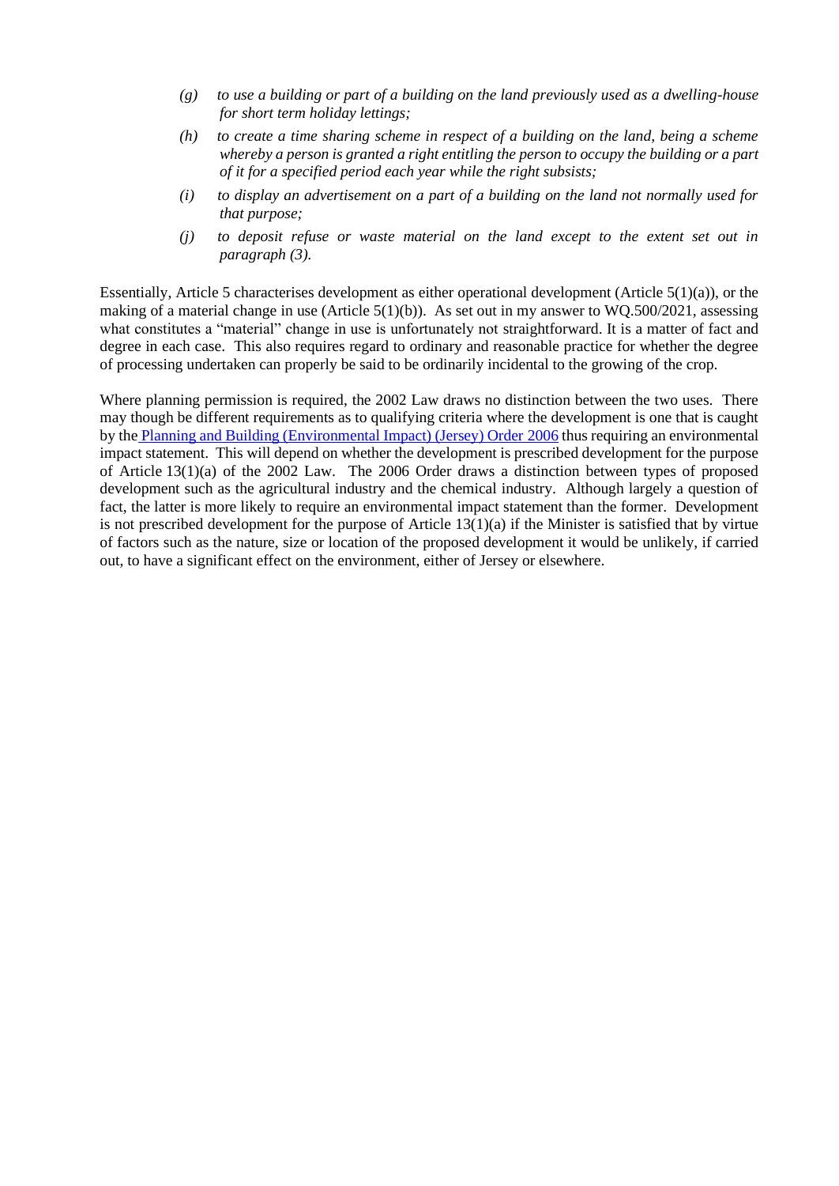- *(g)* *to use a building or part of a building on the land previously used as a dwelling-house for short term holiday lettings;*
- *(h)* *to create a time sharing scheme in respect of a building on the land, being a scheme whereby a person is granted a right entitling the person to occupy the building or a part of it for a specified period each year while the right subsists;*
- *(i)* *to display an advertisement on a part of a building on the land not normally used for that purpose;*
- *(j)* *to deposit refuse or waste material on the land except to the extent set out in paragraph (3).*

Essentially, Article 5 characterises development as either operational development (Article 5(1)(a)), or the making of a material change in use (Article 5(1)(b)). As set out in my answer to WQ.500/2021, assessing what constitutes a "material" change in use is unfortunately not straightforward. It is a matter of fact and degree in each case. This also requires regard to ordinary and reasonable practice for whether the degree of processing undertaken can properly be said to be ordinarily incidental to the growing of the crop.

Where planning permission is required, the 2002 Law draws no distinction between the two uses. There may though be different requirements as to qualifying criteria where the development is one that is caught by the [Planning and Building (Environmental Impact) (Jersey) Order 2006] thus requiring an environmental impact statement. This will depend on whether the development is prescribed development for the purpose of Article 13(1)(a) of the 2002 Law. The 2006 Order draws a distinction between types of proposed development such as the agricultural industry and the chemical industry. Although largely a question of fact, the latter is more likely to require an environmental impact statement than the former. Development is not prescribed development for the purpose of Article 13(1)(a) if the Minister is satisfied that by virtue of factors such as the nature, size or location of the proposed development it would be unlikely, if carried out, to have a significant effect on the environment, either of Jersey or elsewhere.